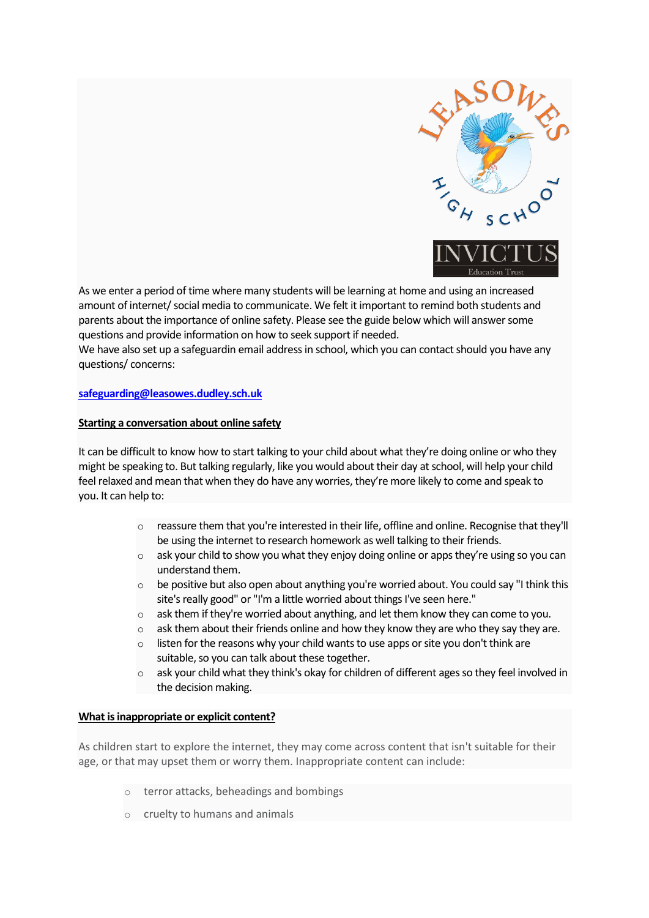As we enter a period of time where many students will be learning at home and using an increased amount of internet/ social media to communicate. We felt it important to remind both students and parents about the importance of online safety. Please see the guide below which will answer some questions and provide information on how to seek support if needed.
We have also set up a safeguardin email address in school, which you can contact should you have any questions/ concerns:

**safeguarding@leasowes.dudley.sch.uk**

## Starting a conversation about online safety

It can be difficult to know how to start talking to your child about what they're doing online or who they might be speaking to. But talking regularly, like you would about their day at school, will help your child feel relaxed and mean that when they do have any worries, they're more likely to come and speak to you. It can help to:

- reassure them that you're interested in their life, offline and online. Recognise that they'll be using the internet to research homework as well talking to their friends.
- ask your child to show you what they enjoy doing online or apps they're using so you can understand them.
- be positive but also open about anything you're worried about. You could say "I think this site's really good" or "I'm a little worried about things I've seen here."
- ask them if they're worried about anything, and let them know they can come to you.
- ask them about their friends online and how they know they are who they say they are.
- listen for the reasons why your child wants to use apps or site you don't think are suitable, so you can talk about these together.
- ask your child what they think's okay for children of different ages so they feel involved in the decision making.

## What is inappropriate or explicit content?

As children start to explore the internet, they may come across content that isn't suitable for their age, or that may upset them or worry them. Inappropriate content can include:

- terror attacks, beheadings and bombings
- cruelty to humans and animals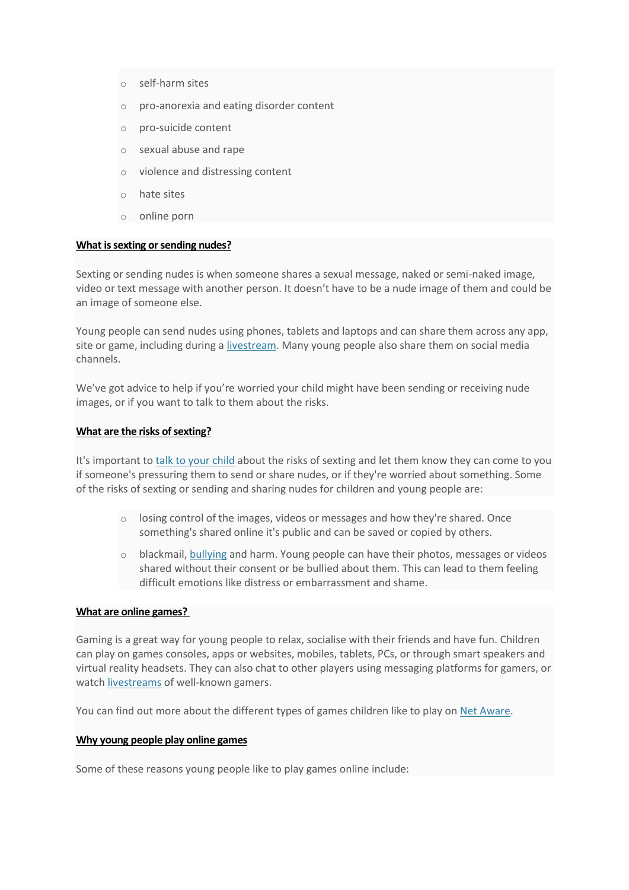- self-harm sites
- pro-anorexia and eating disorder content
- pro-suicide content
- sexual abuse and rape
- violence and distressing content
- hate sites
- online porn

**What is sexting or sending nudes?**

Sexting or sending nudes is when someone shares a sexual message, naked or semi-naked image, video or text message with another person. It doesn't have to be a nude image of them and could be an image of someone else.

Young people can send nudes using phones, tablets and laptops and can share them across any app, site or game, including during a [livestream](). Many young people also share them on social media channels.

We've got advice to help if you're worried your child might have been sending or receiving nude images, or if you want to talk to them about the risks.

**What are the risks of sexting?**

It's important to [talk to your child]() about the risks of sexting and let them know they can come to you if someone's pressuring them to send or share nudes, or if they're worried about something. Some of the risks of sexting or sending and sharing nudes for children and young people are:

- losing control of the images, videos or messages and how they're shared. Once something's shared online it's public and can be saved or copied by others.
- blackmail, [bullying]() and harm. Young people can have their photos, messages or videos shared without their consent or be bullied about them. This can lead to them feeling difficult emotions like distress or embarrassment and shame.

**What are online games?**

Gaming is a great way for young people to relax, socialise with their friends and have fun. Children can play on games consoles, apps or websites, mobiles, tablets, PCs, or through smart speakers and virtual reality headsets. They can also chat to other players using messaging platforms for gamers, or watch [livestreams]() of well-known gamers.

You can find out more about the different types of games children like to play on [Net Aware]().

**Why young people play online games**

Some of these reasons young people like to play games online include: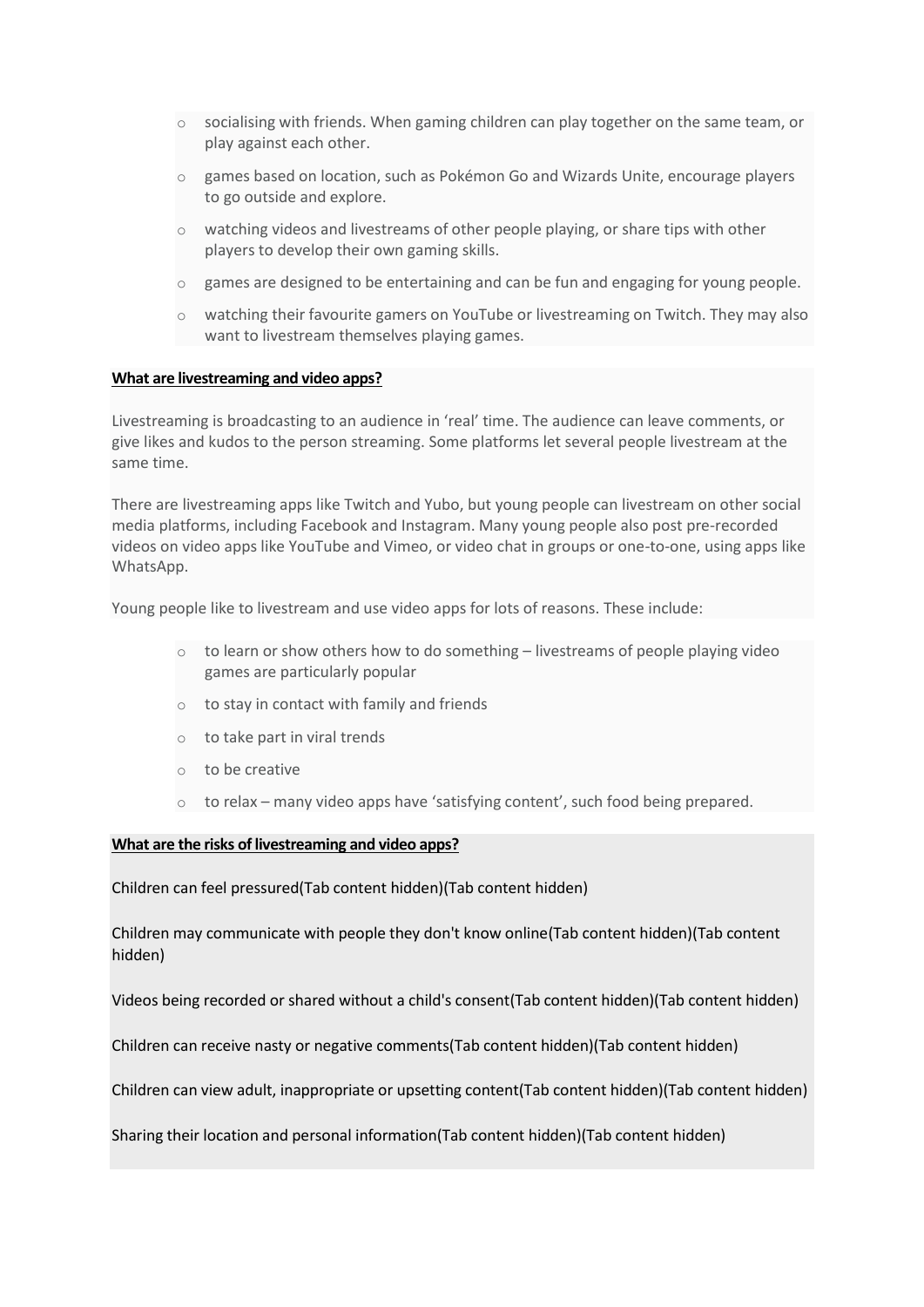- socialising with friends. When gaming children can play together on the same team, or play against each other.
- games based on location, such as Pokémon Go and Wizards Unite, encourage players to go outside and explore.
- watching videos and livestreams of other people playing, or share tips with other players to develop their own gaming skills.
- games are designed to be entertaining and can be fun and engaging for young people.
- watching their favourite gamers on YouTube or livestreaming on Twitch. They may also want to livestream themselves playing games.

**What are livestreaming and video apps?**

Livestreaming is broadcasting to an audience in 'real' time. The audience can leave comments, or give likes and kudos to the person streaming. Some platforms let several people livestream at the same time.

There are livestreaming apps like Twitch and Yubo, but young people can livestream on other social media platforms, including Facebook and Instagram. Many young people also post pre-recorded videos on video apps like YouTube and Vimeo, or video chat in groups or one-to-one, using apps like WhatsApp.

Young people like to livestream and use video apps for lots of reasons. These include:

- to learn or show others how to do something – livestreams of people playing video games are particularly popular
- to stay in contact with family and friends
- to take part in viral trends
- to be creative
- to relax – many video apps have 'satisfying content', such food being prepared.

**What are the risks of livestreaming and video apps?**

Children can feel pressured(Tab content hidden)(Tab content hidden)

Children may communicate with people they don't know online(Tab content hidden)(Tab content hidden)

Videos being recorded or shared without a child's consent(Tab content hidden)(Tab content hidden)

Children can receive nasty or negative comments(Tab content hidden)(Tab content hidden)

Children can view adult, inappropriate or upsetting content(Tab content hidden)(Tab content hidden)

Sharing their location and personal information(Tab content hidden)(Tab content hidden)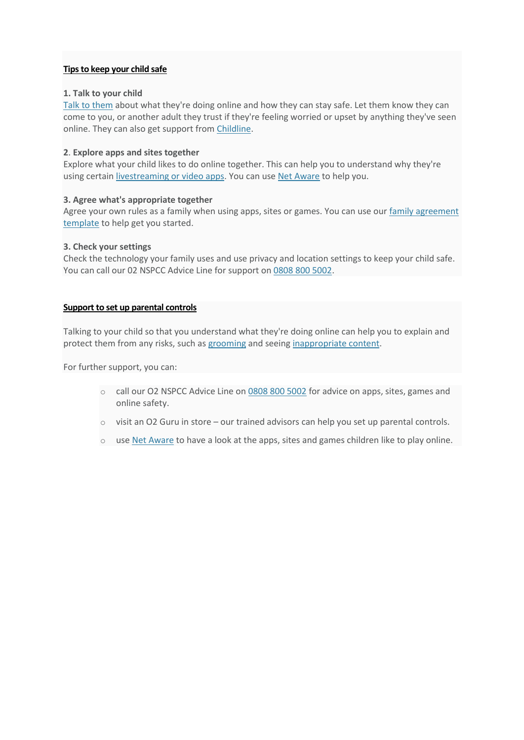## Tips to keep your child safe

**1. Talk to your child**
Talk to them about what they're doing online and how they can stay safe. Let them know they can come to you, or another adult they trust if they're feeling worried or upset by anything they've seen online. They can also get support from Childline.

**2. Explore apps and sites together**
Explore what your child likes to do online together. This can help you to understand why they're using certain livestreaming or video apps. You can use Net Aware to help you.

**3. Agree what's appropriate together**
Agree your own rules as a family when using apps, sites or games. You can use our family agreement template to help get you started.

**3. Check your settings**
Check the technology your family uses and use privacy and location settings to keep your child safe. You can call our 02 NSPCC Advice Line for support on 0808 800 5002.

## Support to set up parental controls

Talking to your child so that you understand what they're doing online can help you to explain and protect them from any risks, such as grooming and seeing inappropriate content.

For further support, you can:

- call our O2 NSPCC Advice Line on 0808 800 5002 for advice on apps, sites, games and online safety.
- visit an O2 Guru in store – our trained advisors can help you set up parental controls.
- use Net Aware to have a look at the apps, sites and games children like to play online.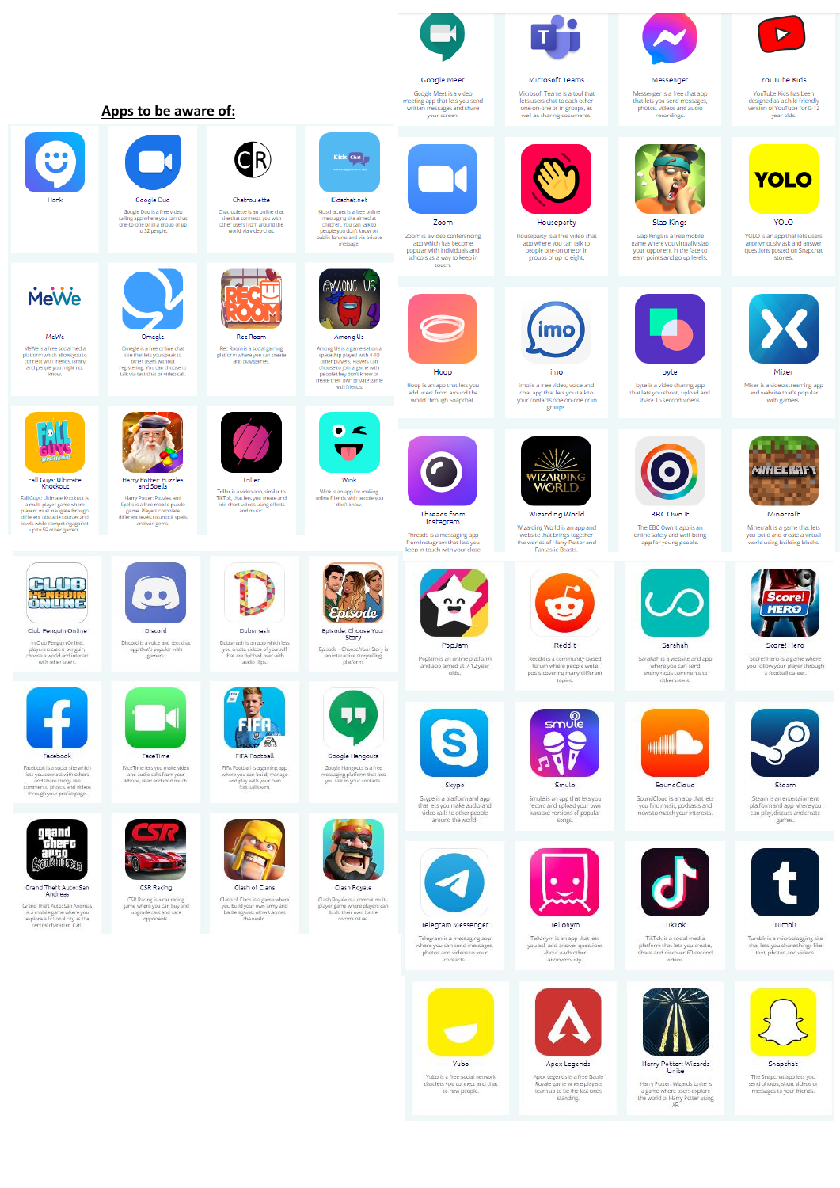## Apps to be aware of:

**Honk**

**Google Duo**
Google Duo is a free video calling app where you can chat one-to-one or in a group of up to 32 people.

**Chatroulette**
Chatroulette is an online chat site that connects you with other users from around the world via video chat.

**Kidschat.net**
Kidschat.net is a free online messaging site aimed at children. You can talk to people you don't know on public forums and via private message.

**MeWe**
MeWe is a free social media platform which allows you to connect with friends, family and people you might not know.

**Omegle**
Omegle is a free online chat site that lets you speak to other users without registering. You can choose to talk via text chat or video call.

**Rec Room**
Rec Room is a social gaming platform where you can create and play games.

**Among Us**
Among Us is a game set on a spaceship played with 4-10 other players. Players can choose to join a game with people they don't know or create their own private game with friends.

**Fall Guys: Ultimate Knockout**
Fall Guys: Ultimate Knockout is a multi-player game where players must navigate through different obstacle courses and levels while competing against up to 59 other gamers.

**Harry Potter: Puzzles and Spells**
Harry Potter: Puzzles and Spells is a free mobile puzzle game. Players complete different levels to unlock spells and win gems.

**Triller**
Triller is a video app, similar to TikTok, that lets you create and edit short videos using effects and music.

**Wink**
Wink is an app for making online friends with people you don't know.

**Club Penguin Online**
In Club Penguin Online, players create a penguin, choose a world and interact with other users.

**Discord**
Discord is a voice and text chat app that's popular with gamers.

**Dubsmash**
Dubsmash is an app which lets you create videos of yourself that are dubbed over with audio clips.

**Episode: Choose Your Story**
Episode - Choose Your Story is an interactive storytelling platform.

**Facebook**
Facebook is a social site which lets you connect with others and share things like comments, photos and videos through your profile page.

**FaceTime**
FaceTime lets you make video and audio calls from your iPhone, iPad and iPod touch.

**FIFA Football**
FIFA Football is a gaming app where you can build, manage and play with your own football team.

**Google Hangouts**
Google Hangouts is a free messaging platform that lets you talk to your contacts.

**Grand Theft Auto: San Andreas**
Grand Theft Auto: San Andreas is a mobile game where you explore a fictional city as the central character, Carl.

**CSR Racing**
CSR Racing is a car racing game where you can buy and upgrade cars and race opponents.

**Clash of Clans**
Clash of Clans is a game where you build your own army and battle against others across the world.

**Clash Royale**
Clash Royale is a combat multi-player game where players can build their own battle communities.

**Google Meet**
Google Meet is a video meeting app that lets you send written messages and share your screen.

**Microsoft Teams**
Microsoft Teams is a tool that lets users chat to each other one-on-one or in groups, as well as sharing documents.

**Messenger**
Messenger is a free chat app that lets you send messages, photos, videos and audio recordings.

**YouTube Kids**
YouTube Kids has been designed as a child-friendly version of YouTube for 0-12 year olds.

**Zoom**
Zoom is a video conferencing app which has become popular with individuals and schools as a way to keep in touch.

**Houseparty**
Houseparty is a free video chat app where you can talk to people one-on-one or in groups of up to eight.

**Slap Kings**
Slap Kings is a free mobile game where you virtually slap your opponent in the face to earn points and go up levels.

**YOLO**
YOLO is an app that lets users anonymously ask and answer questions posted on Snapchat stories.

**Hoop**
Hoop is an app that lets you add users from around the world through Snapchat.

**imo**
imo is a free video, voice and chat app that lets you talk to your contacts one-on-one or in groups.

**byte**
byte is a video sharing app that lets you shoot, upload and share 15 second videos.

**Mixer**
Mixer is a video streaming app and website that's popular with gamers.

**Threads from Instagram**
Threads is a messaging app from Instagram that lets you keep in touch with your close

**Wizarding World**
Wizarding World is an app and website that brings together the worlds of Harry Potter and Fantastic Beasts.

**BBC Own It**
The BBC Own It app is an online safety and well-being app for young people.

**Minecraft**
Minecraft is a game that lets you build and create a virtual world using building blocks.

**PopJam**
PopJam is an online platform and app aimed at 7-12 year olds.

**Reddit**
Reddit is a community based forum where people write posts covering many different topics.

**Sarahah**
Sarahah is a website and app where you can send anonymous comments to other users.

**Score! Hero**
Score! Hero is a game where you follow your player through a football career.

**Skype**
Skype is a platform and app that lets you make audio and video calls to other people around the world.

**Smule**
Smule is an app that lets you record and upload your own karaoke versions of popular songs.

**SoundCloud**
SoundCloud is an app that lets you find music, podcasts and news to match your interests.

**Steam**
Steam is an entertainment platform and app where you can play, discuss and create games.

**Telegram Messenger**
Telegram is a messaging app where you can send messages, photos and videos to your contacts.

**Tellonym**
Tellonym is an app that lets you ask and answer questions about each other anonymously.

**TikTok**
TikTok is a social media platform that lets you create, share and discover 60 second videos.

**Tumblr**
Tumblr is a microblogging site that lets you share things like text, photos and videos.

**Yubo**
Yubo is a free social network that lets you connect and chat to new people.

**Apex Legends**
Apex Legends is a free Battle Royale game where players teamup to be the last ones standing.

**Harry Potter: Wizards Unite**
Harry Potter: Wizards Unite is a game where users explore the world of Harry Potter using AR.

**Snapchat**
The Snapchat app lets you send photos, short videos or messages to your friends.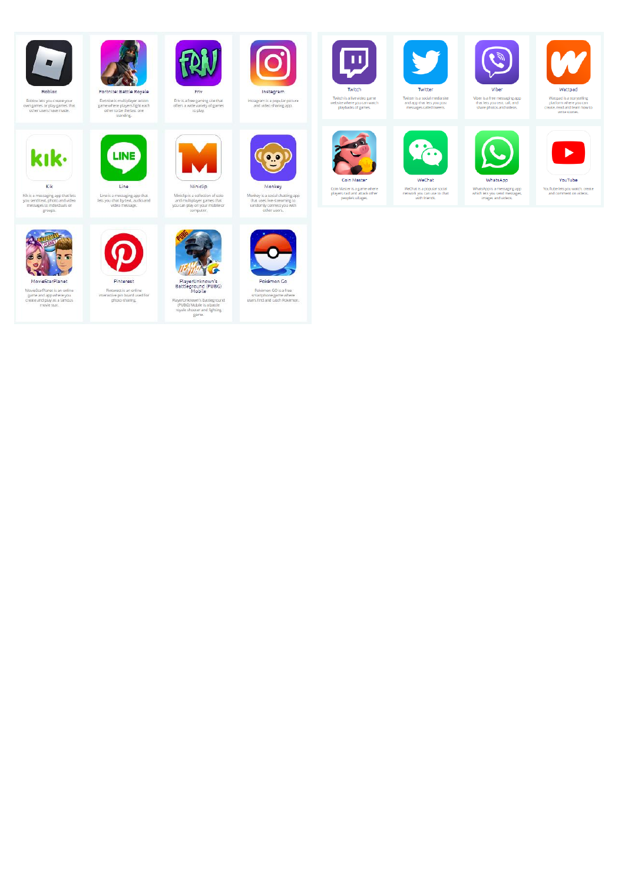**Roblox**

Roblox lets you create your own games or play games that other users have made.

**Fortnite: Battle Royale**

Fortnite is multiplayer action game where players fight each other to be the last one standing.

**Friv**

Friv is a free gaming site that offers a wide variety of games to play.

**Instagram**

Instagram is a popular picture and video sharing app.

**Kik**

Kik is a messaging app that lets you send text, photo and video messages to individuals or groups.

**Line**

Line is a messaging app that lets you chat by text, audio and video message.

**Miniclip**

Miniclip is a collection of solo and multiplayer games that you can play on your mobile or computer.

**Monkey**

Monkey is a social chatting app that uses live-streaming to randomly connect you with other users.

**MovieStarPlanet**

MovieStarPlanet is an online game and app where you create and play as a famous movie star.

**Pinterest**

Pinterest is an online interactive pin board used for photo sharing.

**PlayerUnknown's Battleground (PUBG) Mobile**

PlayerUnknown's Battleground (PUBG) Mobile is a battle royale shooter and fighting game.

**Pokémon Go**

Pokemon GO is a free smartphone game where users find and catch Pokemon.

**Twitch**

Twitch is a live video game website where you can watch playbacks of games.

**Twitter**

Twitter is a social media site and app that lets you post messages called tweets.

**Viber**

Viber is a free messaging app that lets you text, call, and share photos and videos.

**Wattpad**

Wattpad is a storytelling platform where you can create, read and learn how to write stories.

**Coin Master**

Coin Master is a game where players raid and attack other peoples villages.

**WeChat**

WeChat is a popular social network you can use to chat with friends.

**WhatsApp**

WhatsApp is a messaging app which lets you send messages, images and videos.

**YouTube**

YouTube lets you watch, create and comment on videos.